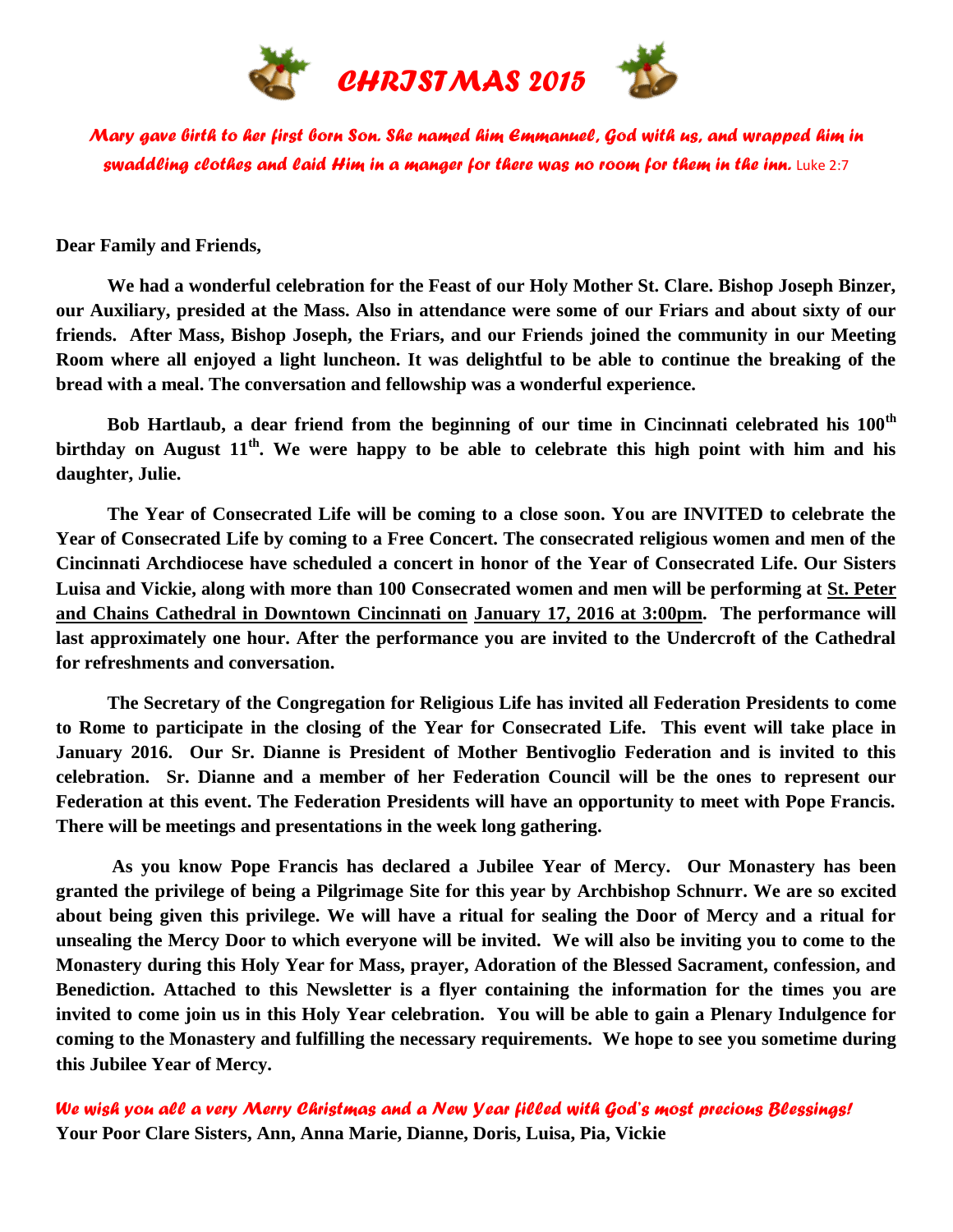# *CHRISTMAS 2015*

*Mary gave birth to her first born Son. She named him Emmanuel, God with us, and wrapped him in swaddling clothes and laid Him in a manger for there was no room for them in the inn.* Luke 2:7

**Dear Family and Friends,**

**We had a wonderful celebration for the Feast of our Holy Mother St. Clare. Bishop Joseph Binzer, our Auxiliary, presided at the Mass. Also in attendance were some of our Friars and about sixty of our friends. After Mass, Bishop Joseph, the Friars, and our Friends joined the community in our Meeting Room where all enjoyed a light luncheon. It was delightful to be able to continue the breaking of the bread with a meal. The conversation and fellowship was a wonderful experience.**

**Bob Hartlaub, a dear friend from the beginning of our time in Cincinnati celebrated his 100th birthday on August 11th. We were happy to be able to celebrate this high point with him and his daughter, Julie.**

**The Year of Consecrated Life will be coming to a close soon. You are INVITED to celebrate the Year of Consecrated Life by coming to a Free Concert. The consecrated religious women and men of the Cincinnati Archdiocese have scheduled a concert in honor of the Year of Consecrated Life. Our Sisters Luisa and Vickie, along with more than 100 Consecrated women and men will be performing at St. Peter and Chains Cathedral in Downtown Cincinnati on January 17, 2016 at 3:00pm. The performance will last approximately one hour. After the performance you are invited to the Undercroft of the Cathedral for refreshments and conversation.**

**The Secretary of the Congregation for Religious Life has invited all Federation Presidents to come to Rome to participate in the closing of the Year for Consecrated Life. This event will take place in January 2016. Our Sr. Dianne is President of Mother Bentivoglio Federation and is invited to this celebration. Sr. Dianne and a member of her Federation Council will be the ones to represent our Federation at this event. The Federation Presidents will have an opportunity to meet with Pope Francis. There will be meetings and presentations in the week long gathering.**

**As you know Pope Francis has declared a Jubilee Year of Mercy. Our Monastery has been granted the privilege of being a Pilgrimage Site for this year by Archbishop Schnurr. We are so excited about being given this privilege. We will have a ritual for sealing the Door of Mercy and a ritual for unsealing the Mercy Door to which everyone will be invited. We will also be inviting you to come to the Monastery during this Holy Year for Mass, prayer, Adoration of the Blessed Sacrament, confession, and Benediction. Attached to this Newsletter is a flyer containing the information for the times you are invited to come join us in this Holy Year celebration. You will be able to gain a Plenary Indulgence for coming to the Monastery and fulfilling the necessary requirements. We hope to see you sometime during this Jubilee Year of Mercy.**

*We wish you all a very Merry Christmas and a New Year filled with God's most precious Blessings!*

**Your Poor Clare Sisters, Ann, Anna Marie, Dianne, Doris, Luisa, Pia, Vickie**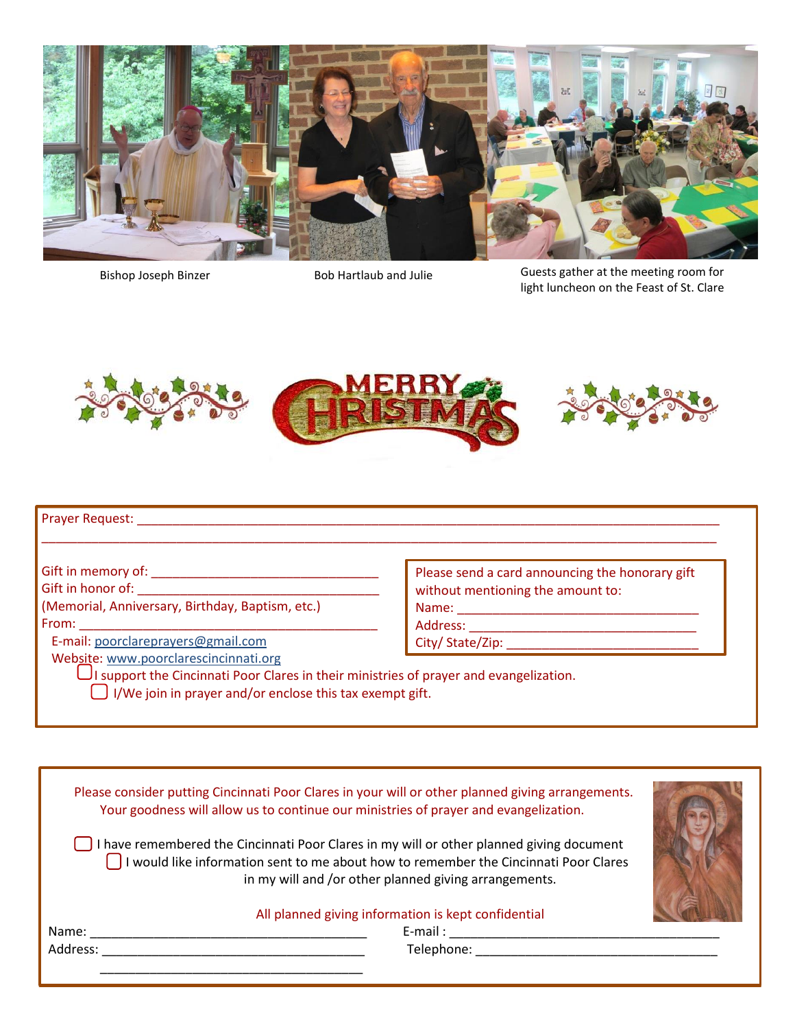Bishop Joseph Binzer

Bob Hartlaub and Julie

Guests gather at the meeting room for light luncheon on the Feast of St. Clare

MERRY CHRISTMAS

Prayer Request: ______________________________________________________________________________

______________________________________________________________________________________________

Gift in memory of: ________________________________

Gift in honor of: __________________________________

(Memorial, Anniversary, Birthday, Baptism, etc.)

From: ___________________________________________

E-mail: poorclareprayers@gmail.com

Website: www.poorclarescincinnati.org

Please send a card announcing the honorary gift without mentioning the amount to:

Name: __________________________________

Address: ________________________________

City/ State/Zip: __________________________

☐ I support the Cincinnati Poor Clares in their ministries of prayer and evangelization.

☐ I/We join in prayer and/or enclose this tax exempt gift.

Please consider putting Cincinnati Poor Clares in your will or other planned giving arrangements. Your goodness will allow us to continue our ministries of prayer and evangelization.

☐ I have remembered the Cincinnati Poor Clares in my will or other planned giving document

☐ I would like information sent to me about how to remember the Cincinnati Poor Clares in my will and /or other planned giving arrangements.

All planned giving information is kept confidential

Name: ______________________________________ E-mail : ______________________________________

Address: ____________________________________ Telephone: __________________________________

_____________________________________